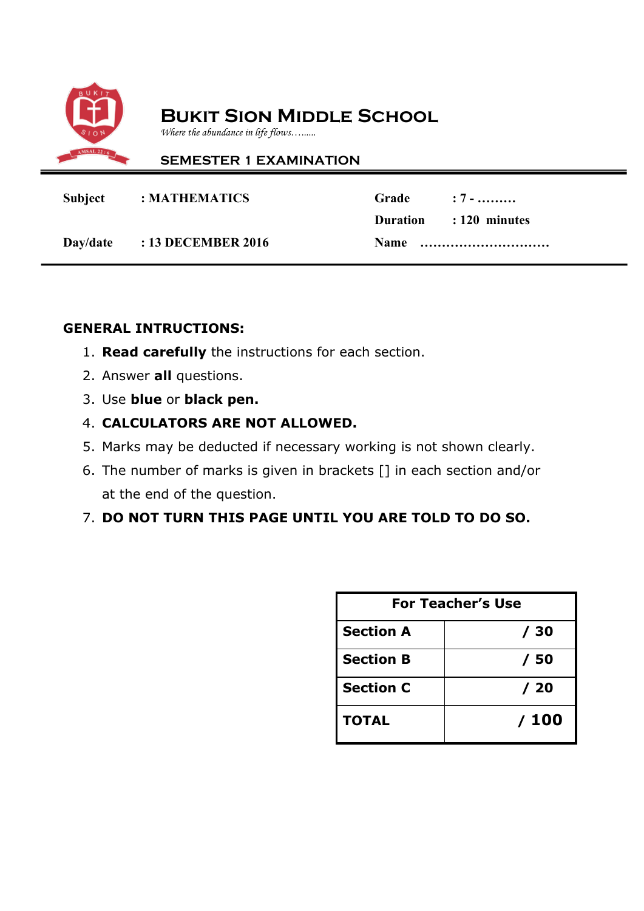# BUKIT SION MIDDLE SCHOOL

*Where the abundance in life flows……..*

## SEMESTER 1 EXAMINATION

| | | | |
|---|---|---|---|
| **Subject** | **: MATHEMATICS** | **Grade** | **: 7 - ………** |
| | | **Duration** | **: 120 minutes** |
| **Day/date** | **: 13 DECEMBER 2016** | **Name** | **…………………………** |

**GENERAL INTRUCTIONS:**

1. **Read carefully** the instructions for each section.
2. Answer **all** questions.
3. Use **blue** or **black pen.**
4. **CALCULATORS ARE NOT ALLOWED.**
5. Marks may be deducted if necessary working is not shown clearly.
6. The number of marks is given in brackets [] in each section and/or at the end of the question.
7. **DO NOT TURN THIS PAGE UNTIL YOU ARE TOLD TO DO SO.**

| For Teacher's Use | |
|---|---|
| **Section A** | **/ 30** |
| **Section B** | **/ 50** |
| **Section C** | **/ 20** |
| **TOTAL** | **/ 100** |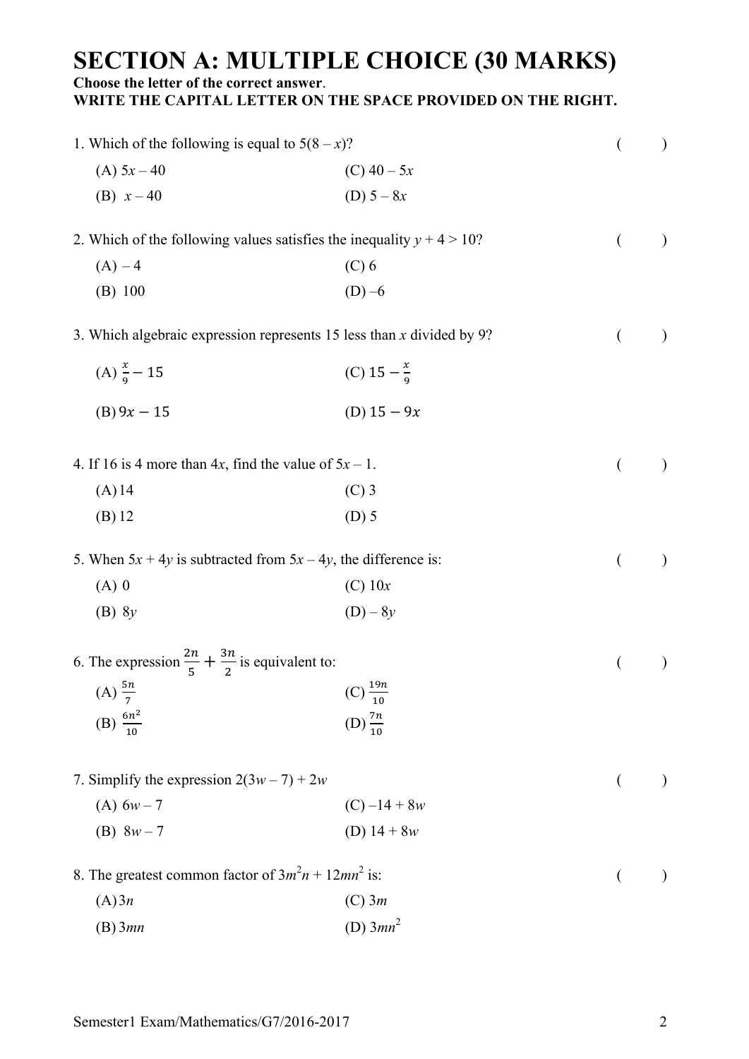# SECTION A: MULTIPLE CHOICE (30 MARKS)

**Choose the letter of the correct answer**.
**WRITE THE CAPITAL LETTER ON THE SPACE PROVIDED ON THE RIGHT.**

1. Which of the following is equal to $5(8 - x)$? ( )

   (A) $5x - 40$ (C) $40 - 5x$

   (B) $x - 40$ (D) $5 - 8x$

2. Which of the following values satisfies the inequality $y + 4 > 10$? ( )

   (A) $-4$ (C) $6$

   (B) $100$ (D) $-6$

3. Which algebraic expression represents 15 less than $x$ divided by 9? ( )

   (A) $\frac{x}{9} - 15$ (C) $15 - \frac{x}{9}$

   (B) $9x - 15$ (D) $15 - 9x$

4. If 16 is 4 more than $4x$, find the value of $5x - 1$. ( )

   (A) 14 (C) 3

   (B) 12 (D) 5

5. When $5x + 4y$ is subtracted from $5x - 4y$, the difference is: ( )

   (A) 0 (C) $10x$

   (B) $8y$ (D) $-8y$

6. The expression $\frac{2n}{5} + \frac{3n}{2}$ is equivalent to: ( )

   (A) $\frac{5n}{7}$ (C) $\frac{19n}{10}$

   (B) $\frac{6n^2}{10}$ (D) $\frac{7n}{10}$

7. Simplify the expression $2(3w - 7) + 2w$ ( )

   (A) $6w - 7$ (C) $-14 + 8w$

   (B) $8w - 7$ (D) $14 + 8w$

8. The greatest common factor of $3m^2n + 12mn^2$ is: ( )

   (A) $3n$ (C) $3m$

   (B) $3mn$ (D) $3mn^2$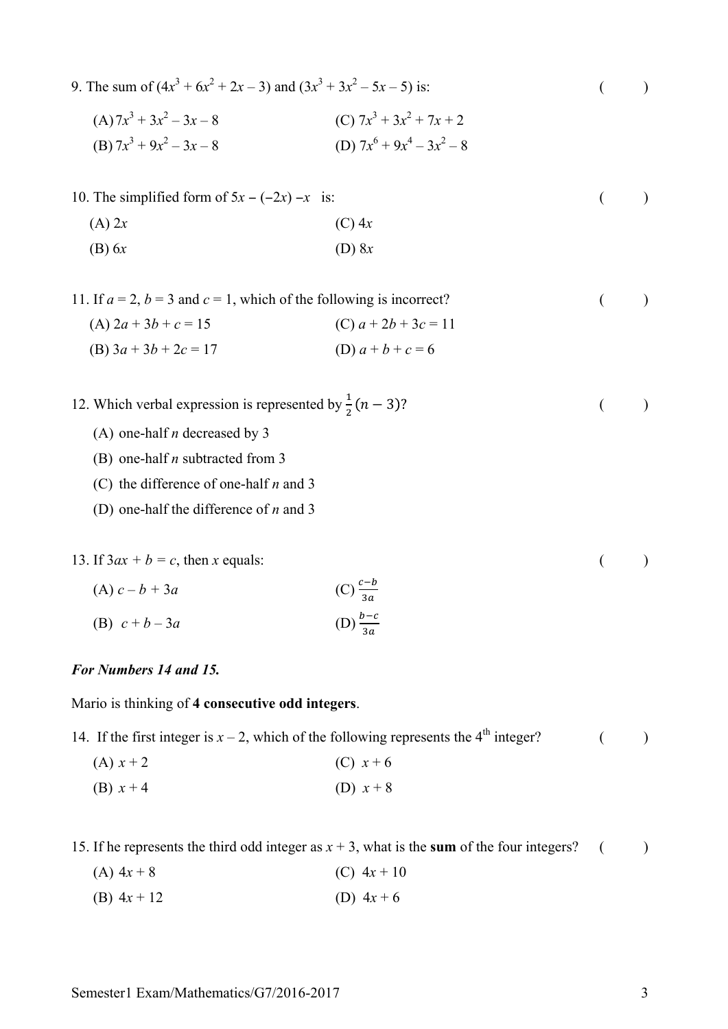9. The sum of $(4x^3 + 6x^2 + 2x - 3)$ and $(3x^3 + 3x^2 - 5x - 5)$ is: ( )

(A) $7x^3 + 3x^2 - 3x - 8$

(B) $7x^3 + 9x^2 - 3x - 8$

(C) $7x^3 + 3x^2 + 7x + 2$

(D) $7x^6 + 9x^4 - 3x^2 - 8$

10. The simplified form of $5x - (-2x) - x$ is: ( )

(A) $2x$

(B) $6x$

(C) $4x$

(D) $8x$

11. If $a = 2$, $b = 3$ and $c = 1$, which of the following is incorrect? ( )

(A) $2a + 3b + c = 15$

(B) $3a + 3b + 2c = 17$

(C) $a + 2b + 3c = 11$

(D) $a + b + c = 6$

12. Which verbal expression is represented by $\frac{1}{2}(n - 3)$? ( )

(A) one-half $n$ decreased by 3

(B) one-half $n$ subtracted from 3

(C) the difference of one-half $n$ and 3

(D) one-half the difference of $n$ and 3

13. If $3ax + b = c$, then $x$ equals: ( )

(A) $c - b + 3a$

(B) $c + b - 3a$

(C) $\frac{c-b}{3a}$

(D) $\frac{b-c}{3a}$

***For Numbers 14 and 15.***

Mario is thinking of **4 consecutive odd integers**.

14. If the first integer is $x - 2$, which of the following represents the 4th integer? ( )

(A) $x + 2$

(B) $x + 4$

(C) $x + 6$

(D) $x + 8$

15. If he represents the third odd integer as $x + 3$, what is the **sum** of the four integers? ( )

(A) $4x + 8$

(B) $4x + 12$

(C) $4x + 10$

(D) $4x + 6$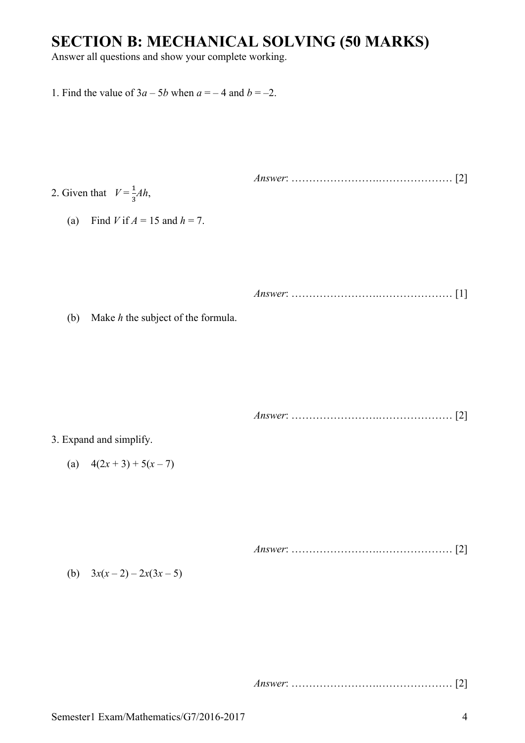# SECTION B: MECHANICAL SOLVING (50 MARKS)

Answer all questions and show your complete working.

1. Find the value of $3a - 5b$ when $a = -4$ and $b = -2$.

*Answer*: ………………………………………… [2]

2. Given that $V = \frac{1}{3}Ah$,

   (a) Find $V$ if $A = 15$ and $h = 7$.

   *Answer*: ………………………………………… [1]

   (b) Make $h$ the subject of the formula.

   *Answer*: ………………………………………… [2]

3. Expand and simplify.

   (a) $4(2x + 3) + 5(x - 7)$

   *Answer*: ………………………………………… [2]

   (b) $3x(x - 2) - 2x(3x - 5)$

   *Answer*: ………………………………………… [2]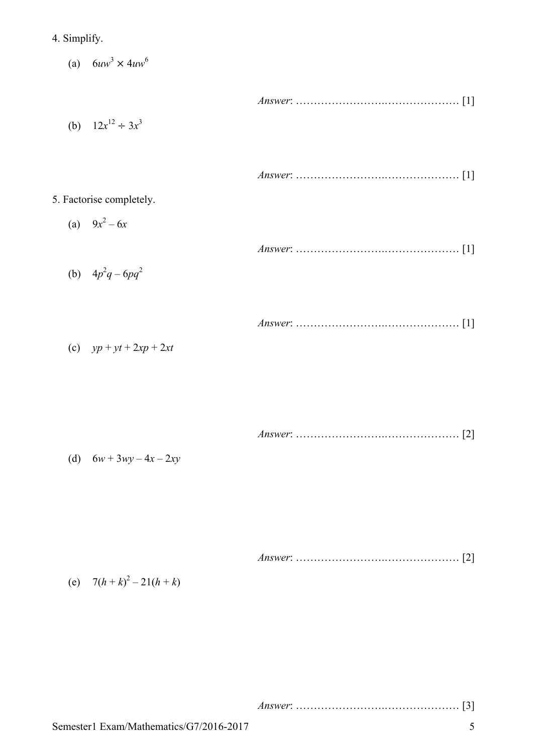4. Simplify.

(a) $6uw^3 \times 4uw^6$

*Answer*: ………………………….……………… [1]

(b) $12x^{12} \div 3x^3$

*Answer*: ………………………….……………… [1]

5. Factorise completely.

(a) $9x^2 - 6x$

*Answer*: ………………………….……………… [1]

(b) $4p^2q - 6pq^2$

*Answer*: ………………………….……………… [1]

(c) $yp + yt + 2xp + 2xt$

*Answer*: ………………………….……………… [2]

(d) $6w + 3wy - 4x - 2xy$

*Answer*: ………………………….……………… [2]

(e) $7(h + k)^2 - 21(h + k)$

*Answer*: ………………………….……………… [3]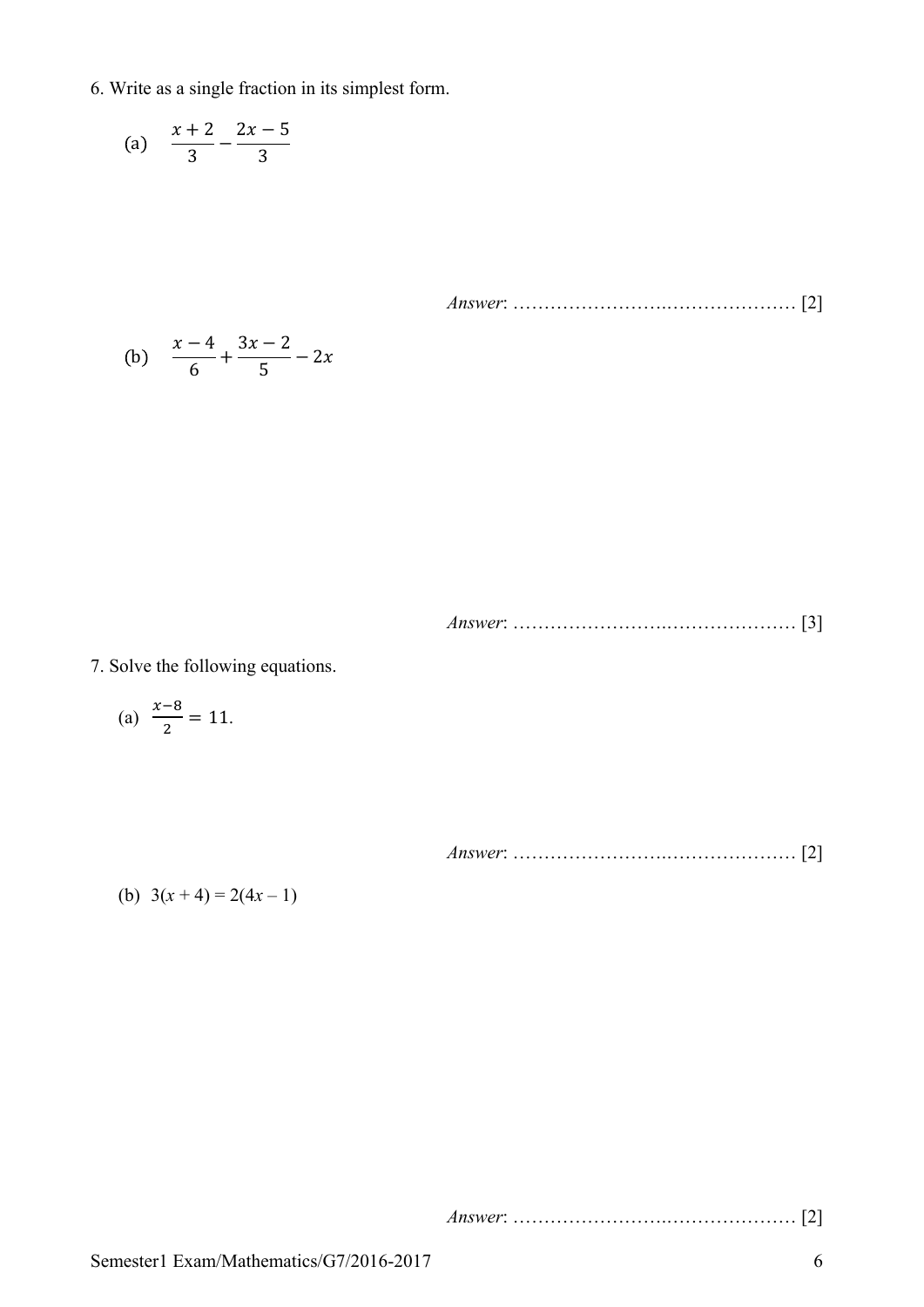6. Write as a single fraction in its simplest form.

(a) $\dfrac{x+2}{3} - \dfrac{2x-5}{3}$

*Answer*: ……………………….………………. [2]

(b) $\dfrac{x-4}{6} + \dfrac{3x-2}{5} - 2x$

*Answer*: ……………………….………………. [3]

7. Solve the following equations.

(a) $\frac{x-8}{2} = 11.$

*Answer*: ……………………….………………. [2]

(b) $3(x + 4) = 2(4x – 1)$

*Answer*: ……………………….………………. [2]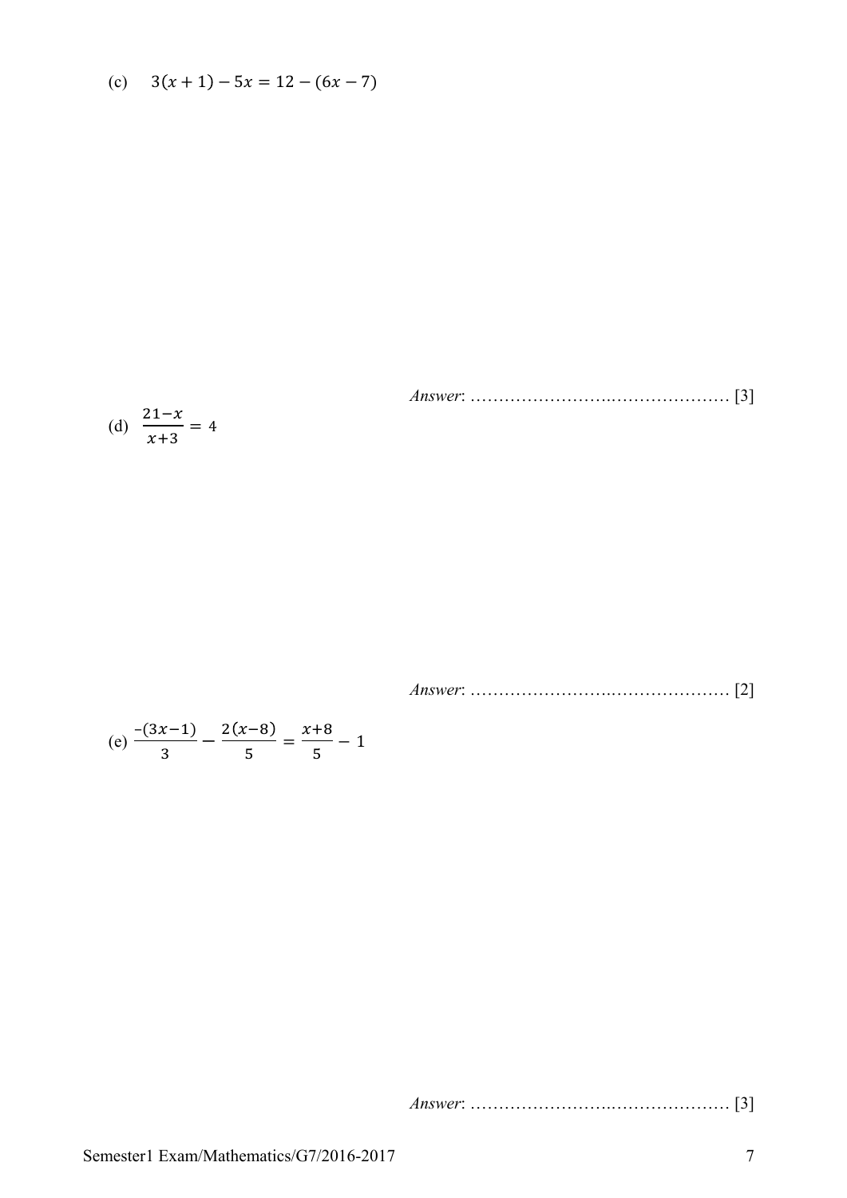(c) $3(x+1)-5x=12-(6x-7)$

*Answer*: ……………………….………………. [3]

(d) $\dfrac{21-x}{x+3}=4$

*Answer*: ……………………….………………. [2]

(e) $\dfrac{-(3x-1)}{3}-\dfrac{2(x-8)}{5}=\dfrac{x+8}{5}-1$

*Answer*: ……………………….………………. [3]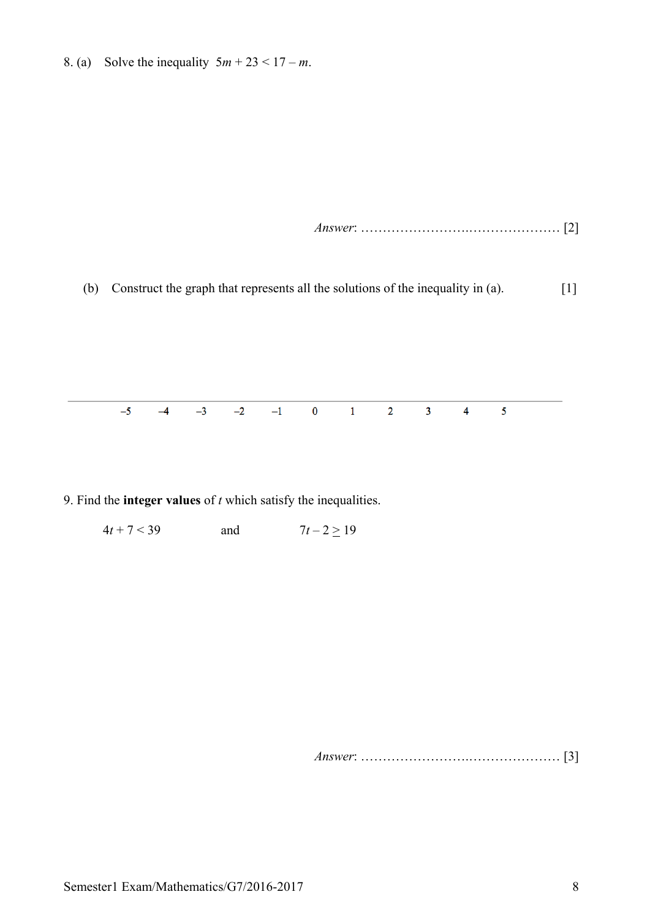8. (a) Solve the inequality $5m + 23 < 17 - m$.

*Answer*: ……………………….………………… [2]

(b) Construct the graph that represents all the solutions of the inequality in (a). [1]

$-5 \quad -4 \quad -3 \quad -2 \quad -1 \quad 0 \quad 1 \quad 2 \quad 3 \quad 4 \quad 5$

9. Find the **integer values** of $t$ which satisfy the inequalities.

$4t + 7 < 39$ and $7t - 2 \geq 19$

*Answer*: ……………………….………………… [3]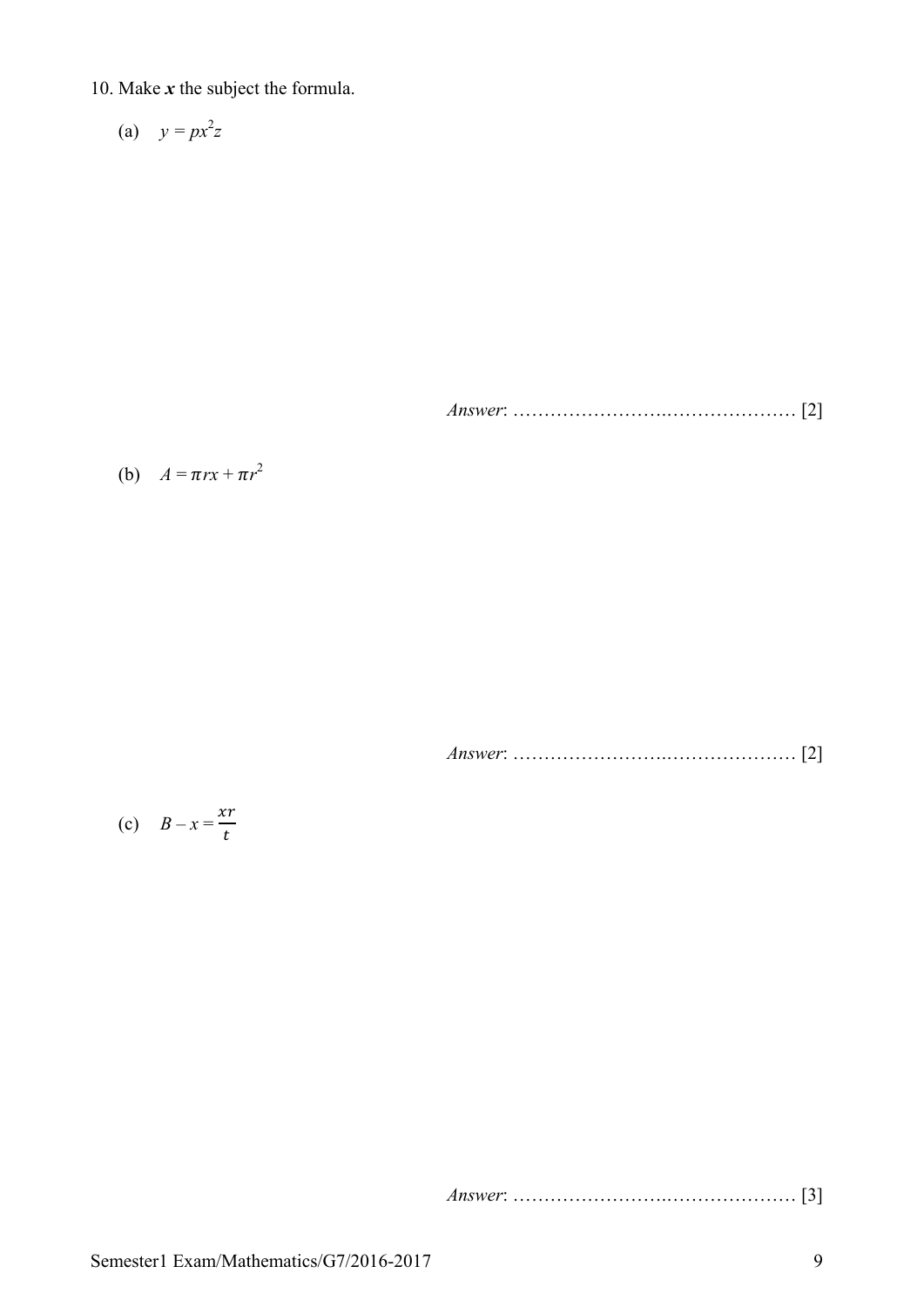10. Make ***x*** the subject the formula.

(a) $y = px^2z$

*Answer*: ……………………….………………… [2]

(b) $A = \pi rx + \pi r^2$

*Answer*: ……………………….………………… [2]

(c) $B - x = \frac{xr}{t}$

*Answer*: ……………………….………………… [3]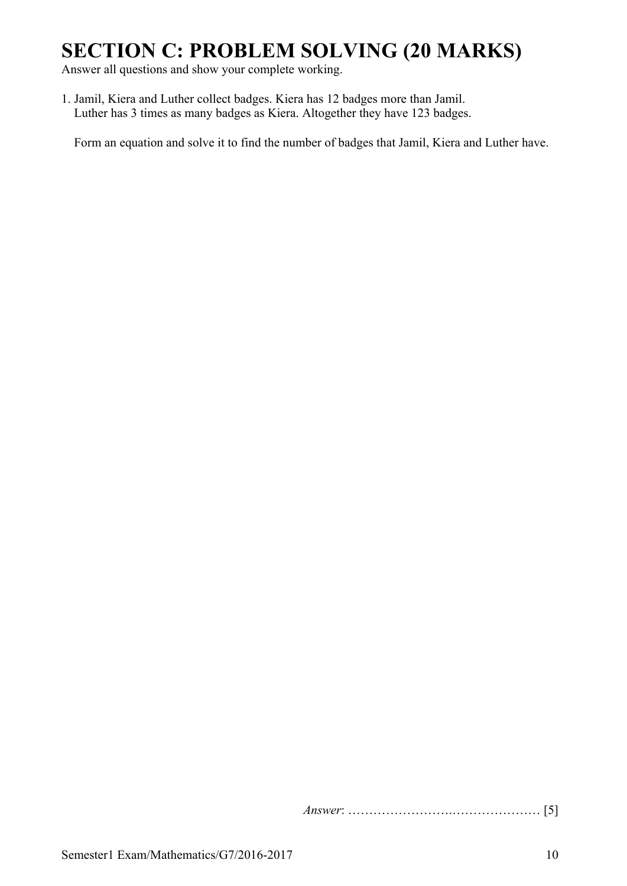# SECTION C: PROBLEM SOLVING (20 MARKS)

Answer all questions and show your complete working.

1. Jamil, Kiera and Luther collect badges. Kiera has 12 badges more than Jamil. Luther has 3 times as many badges as Kiera. Altogether they have 123 badges.

   Form an equation and solve it to find the number of badges that Jamil, Kiera and Luther have.

*Answer*: …………………….………………… [5]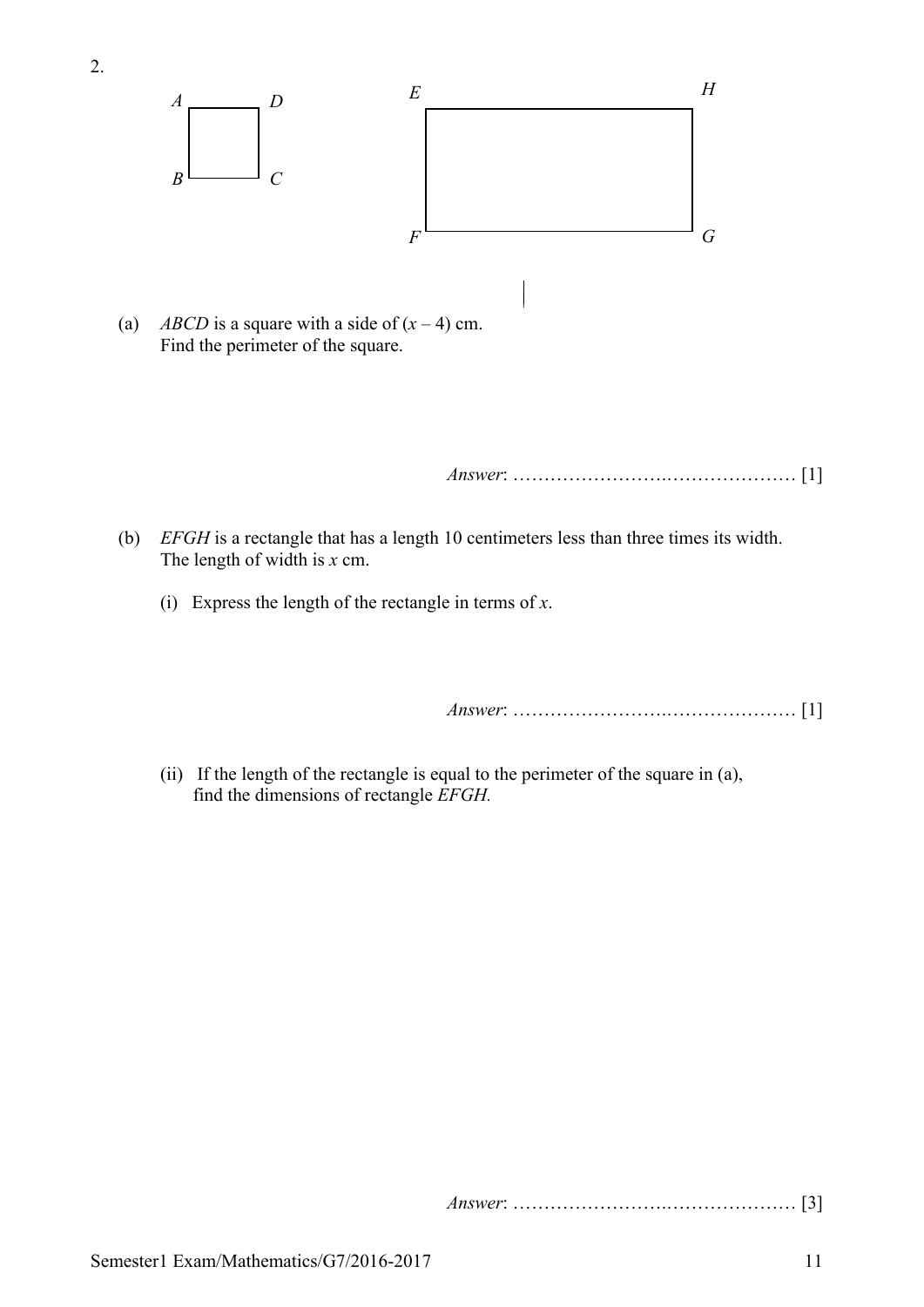2.

A D E H

B C F G

(a) *ABCD* is a square with a side of $(x - 4)$ cm.
Find the perimeter of the square.

*Answer*: ……………………….………………… [1]

(b) *EFGH* is a rectangle that has a length 10 centimeters less than three times its width.
The length of width is $x$ cm.

(i) Express the length of the rectangle in terms of $x$.

*Answer*: ……………………….………………… [1]

(ii) If the length of the rectangle is equal to the perimeter of the square in (a), find the dimensions of rectangle *EFGH.*

*Answer*: ……………………….………………… [3]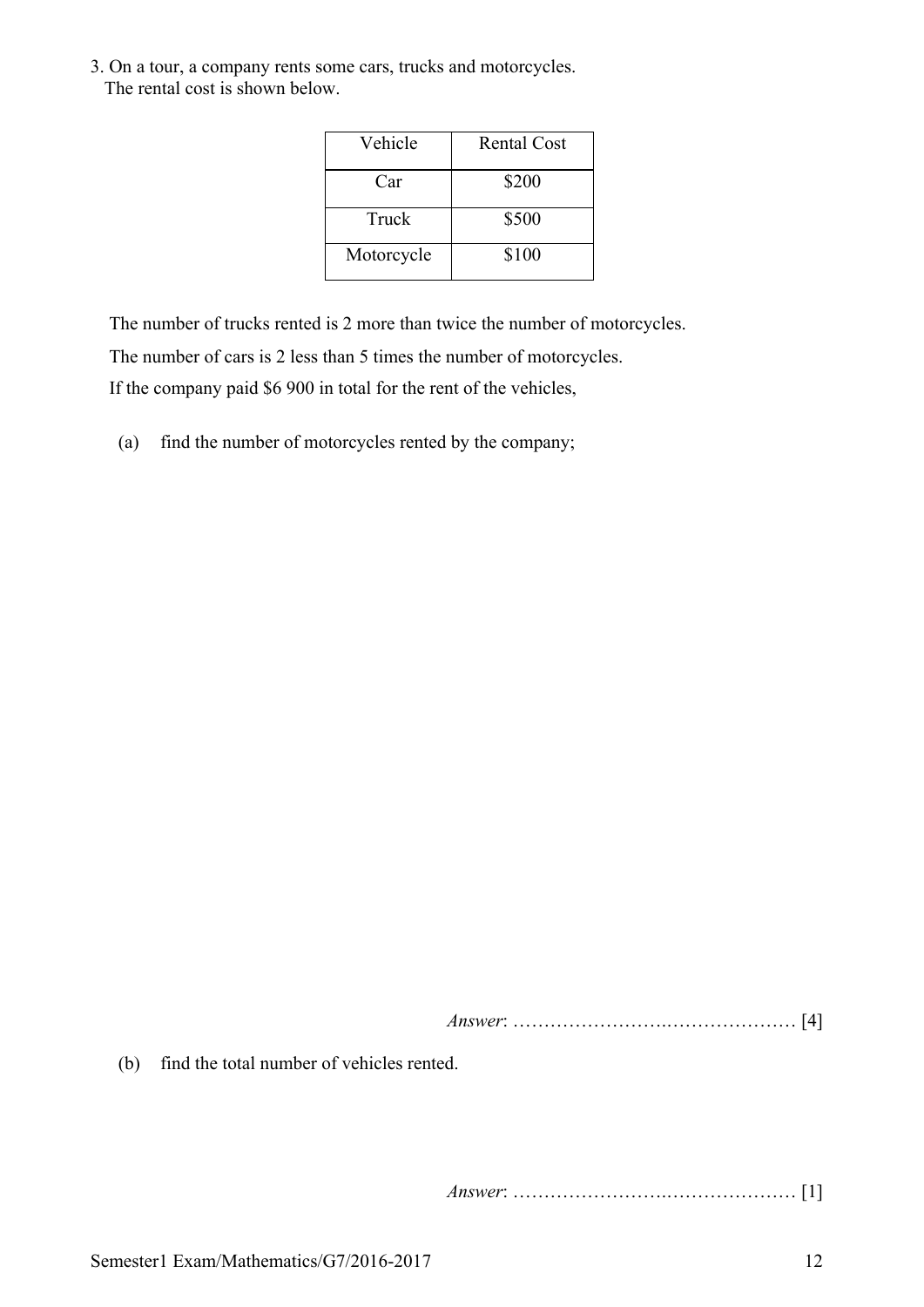3. On a tour, a company rents some cars, trucks and motorcycles.
   The rental cost is shown below.

| Vehicle | Rental Cost |
|---|---|
| Car | \$200 |
| Truck | \$500 |
| Motorcycle | \$100 |

The number of trucks rented is 2 more than twice the number of motorcycles.

The number of cars is 2 less than 5 times the number of motorcycles.

If the company paid \$6 900 in total for the rent of the vehicles,

(a) find the number of motorcycles rented by the company;

*Answer*: ………………………………………… [4]

(b) find the total number of vehicles rented.

*Answer*: ………………………………………… [1]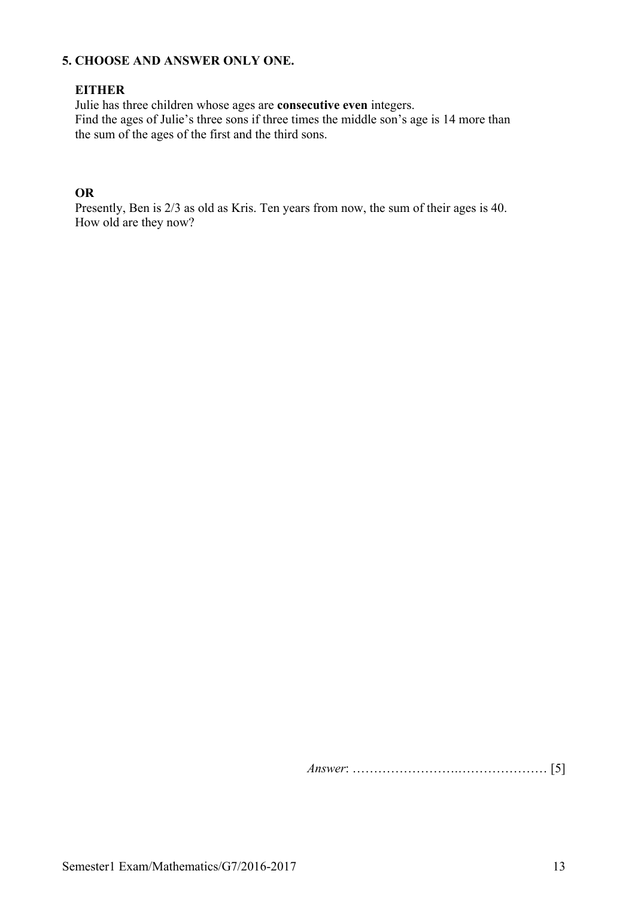**5. CHOOSE AND ANSWER ONLY ONE.**

**EITHER**

Julie has three children whose ages are **consecutive even** integers.
Find the ages of Julie's three sons if three times the middle son's age is 14 more than the sum of the ages of the first and the third sons.

**OR**

Presently, Ben is $2/3$ as old as Kris. Ten years from now, the sum of their ages is 40.
How old are they now?

*Answer*: ……………………….………………… [5]